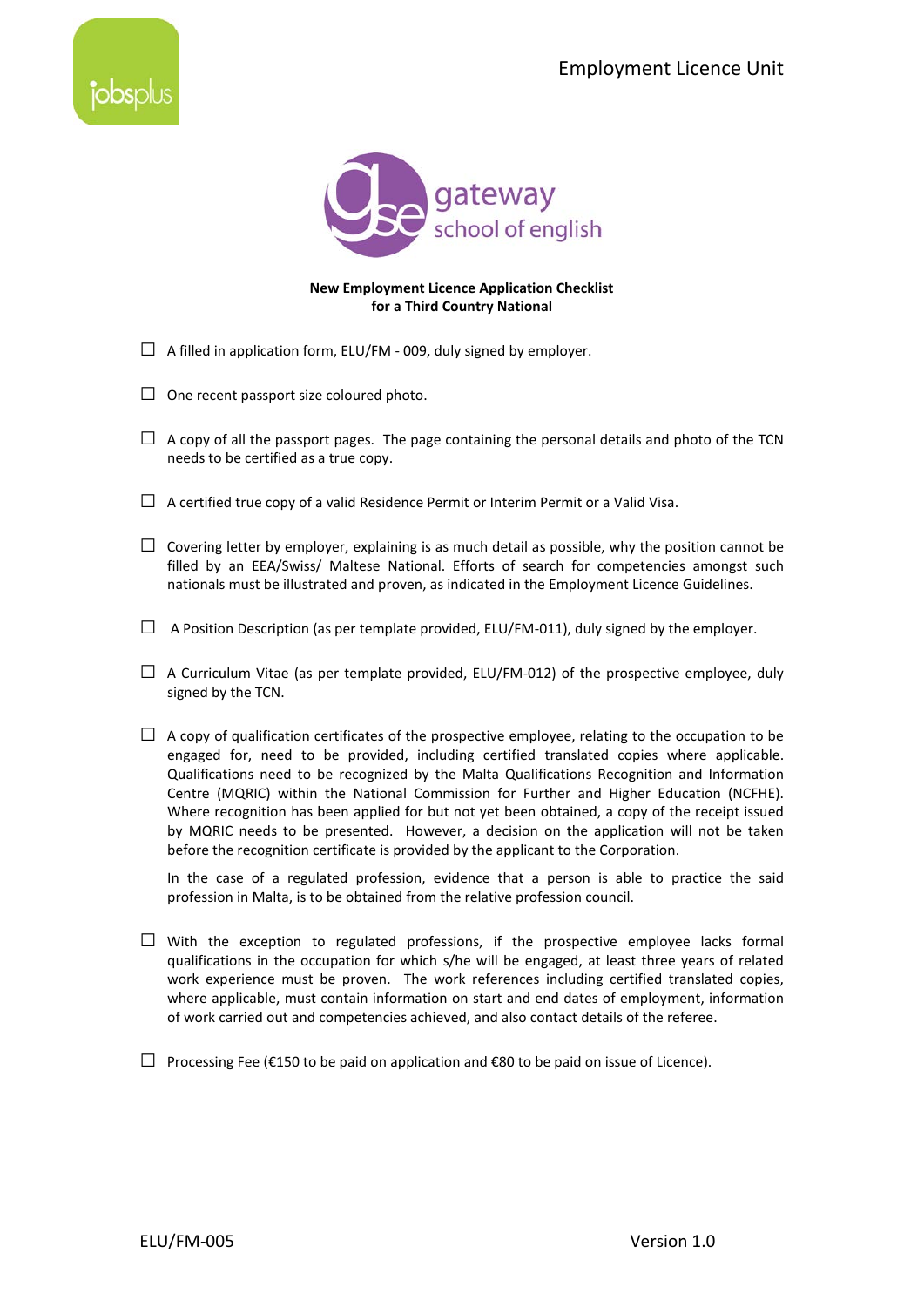Employment Licence Unit

**New Employment Licence Application Checklist**
**for a Third Country National**

☐ A filled in application form, ELU/FM - 009, duly signed by employer.

☐ One recent passport size coloured photo.

☐ A copy of all the passport pages. The page containing the personal details and photo of the TCN needs to be certified as a true copy.

☐ A certified true copy of a valid Residence Permit or Interim Permit or a Valid Visa.

☐ Covering letter by employer, explaining is as much detail as possible, why the position cannot be filled by an EEA/Swiss/ Maltese National. Efforts of search for competencies amongst such nationals must be illustrated and proven, as indicated in the Employment Licence Guidelines.

☐ A Position Description (as per template provided, ELU/FM-011), duly signed by the employer.

☐ A Curriculum Vitae (as per template provided, ELU/FM-012) of the prospective employee, duly signed by the TCN.

☐ A copy of qualification certificates of the prospective employee, relating to the occupation to be engaged for, need to be provided, including certified translated copies where applicable. Qualifications need to be recognized by the Malta Qualifications Recognition and Information Centre (MQRIC) within the National Commission for Further and Higher Education (NCFHE). Where recognition has been applied for but not yet been obtained, a copy of the receipt issued by MQRIC needs to be presented. However, a decision on the application will not be taken before the recognition certificate is provided by the applicant to the Corporation.

In the case of a regulated profession, evidence that a person is able to practice the said profession in Malta, is to be obtained from the relative profession council.

☐ With the exception to regulated professions, if the prospective employee lacks formal qualifications in the occupation for which s/he will be engaged, at least three years of related work experience must be proven. The work references including certified translated copies, where applicable, must contain information on start and end dates of employment, information of work carried out and competencies achieved, and also contact details of the referee.

☐ Processing Fee (€150 to be paid on application and €80 to be paid on issue of Licence).

ELU/FM-005 Version 1.0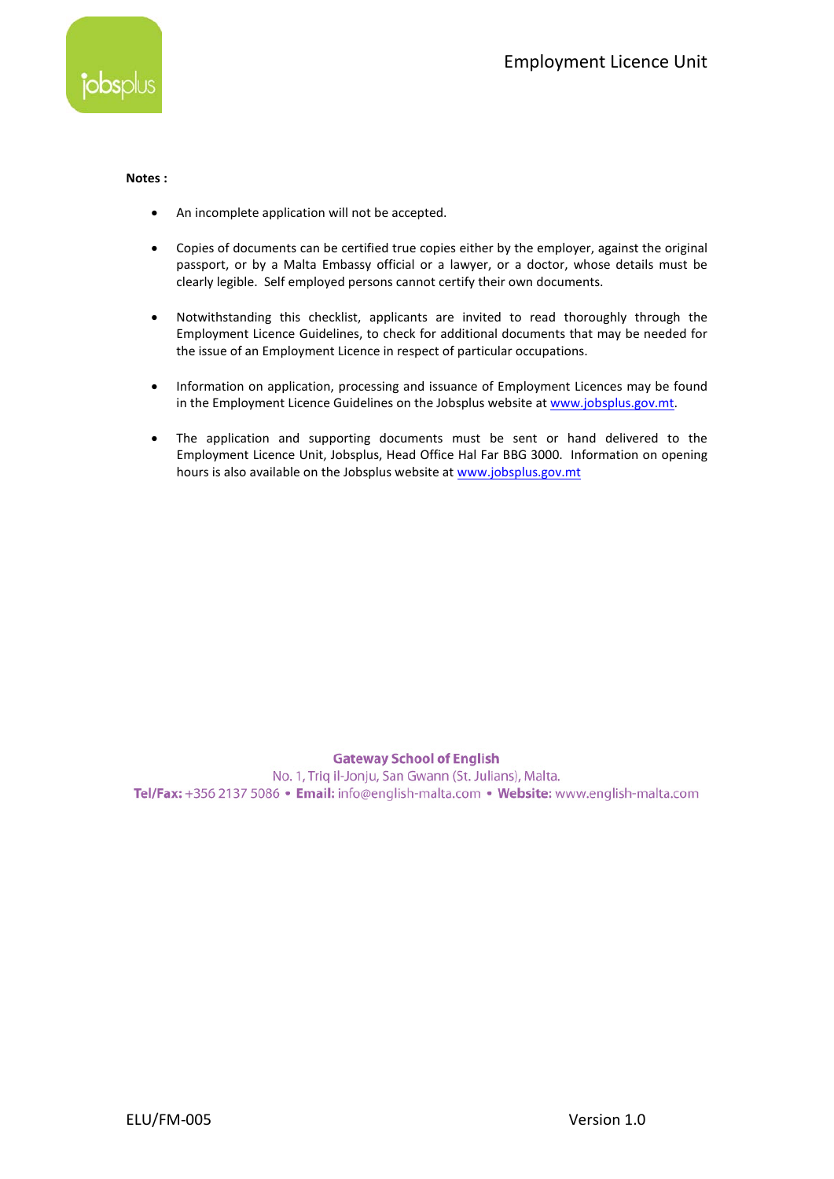**Notes :**

- An incomplete application will not be accepted.

- Copies of documents can be certified true copies either by the employer, against the original passport, or by a Malta Embassy official or a lawyer, or a doctor, whose details must be clearly legible. Self employed persons cannot certify their own documents.

- Notwithstanding this checklist, applicants are invited to read thoroughly through the Employment Licence Guidelines, to check for additional documents that may be needed for the issue of an Employment Licence in respect of particular occupations.

- Information on application, processing and issuance of Employment Licences may be found in the Employment Licence Guidelines on the Jobsplus website at www.jobsplus.gov.mt.

- The application and supporting documents must be sent or hand delivered to the Employment Licence Unit, Jobsplus, Head Office Hal Far BBG 3000. Information on opening hours is also available on the Jobsplus website at www.jobsplus.gov.mt

**Gateway School of English**
No. 1, Triq il-Jonju, San Gwann (St. Julians), Malta.
**Tel/Fax:** +356 2137 5086 • **Email:** info@english-malta.com • **Website:** www.english-malta.com